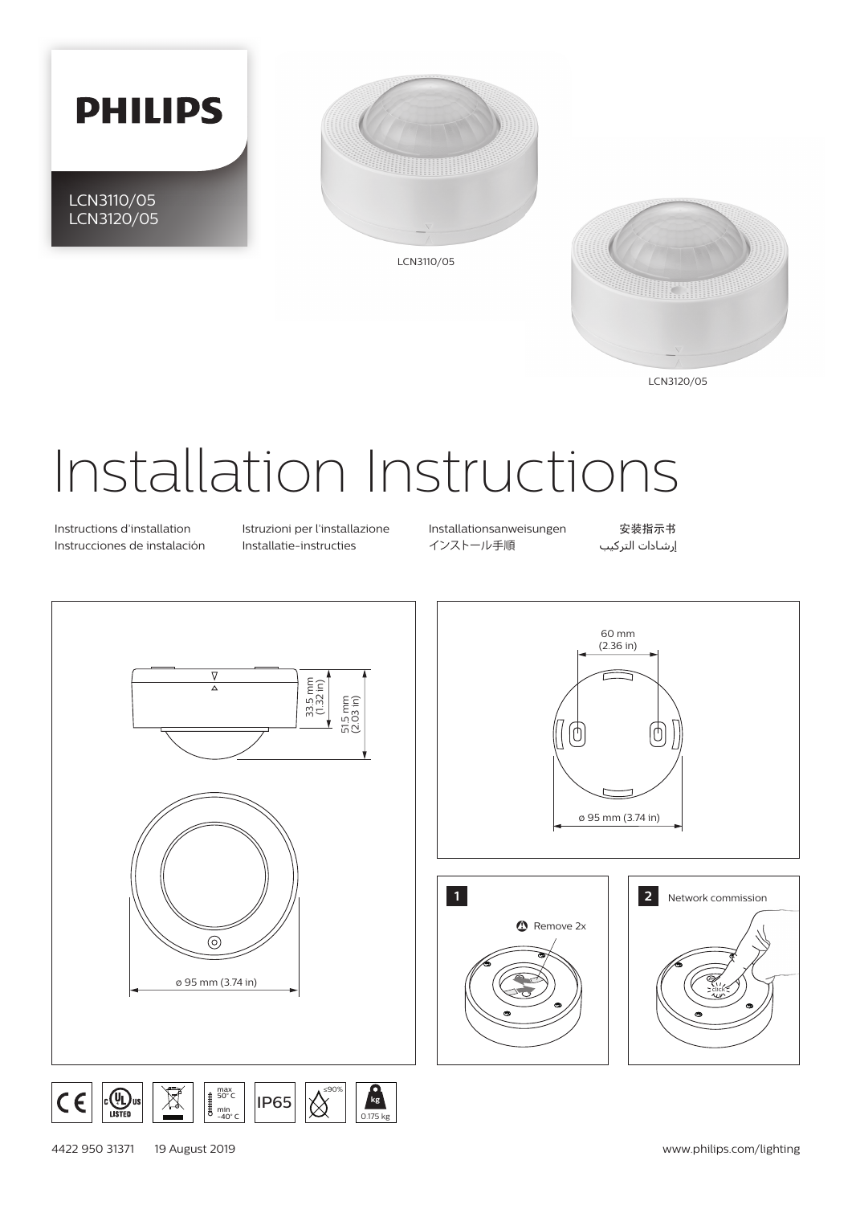**PHILIPS**

LCN3110/05
LCN3120/05

LCN3110/05

LCN3120/05

# Installation Instructions

Instructions d'installation
Instrucciones de instalación
Istruzioni per l'installazione
Installatie-instructies
Installationsanweisungen
インストール手順
安装指示书
إرشادات التركيب

33.5 mm (1.32 in)

51.5 mm (2.03 in)

ø 95 mm (3.74 in)

60 mm (2.36 in)

ø 95 mm (3.74 in)

**1** Remove 2x

**2** Network commission

click

max 50° C
min -40° C

IP65

≤90%

0.175 kg

4422 950 31371    19 August 2019

www.philips.com/lighting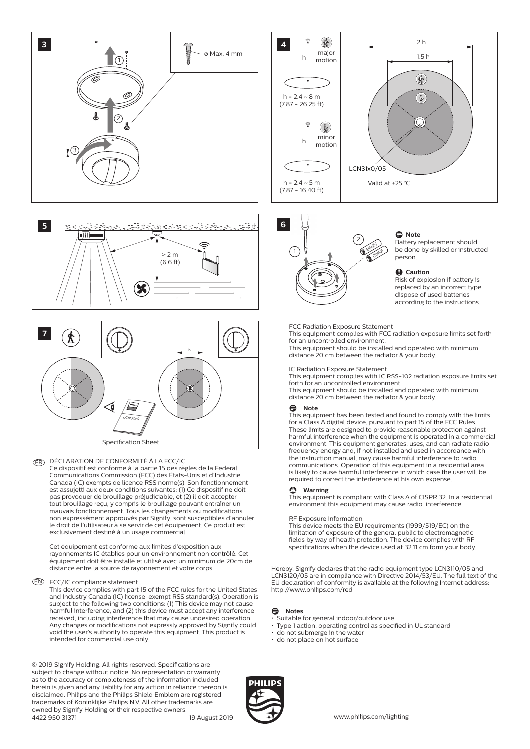**3**

① ② ③

ø Max. 4 mm

**4**

major motion

h

h = 2.4 ~ 8 m
(7.87 - 26.25 ft)

minor motion

h

h = 2.4 ~ 5 m
(7.87 - 16.40 ft)

2 h

1.5 h

LCN31x0/05

Valid at +25 °C

**5**

> 2 m
(6.6 ft)

**6**

① ②

**Note**
Battery replacement should be done by skilled or instructed person.

**Caution**
Risk of explosion if battery is replaced by an incorrect type dispose of used batteries according to the instructions.

**7**

h

LCN31x0

Specification Sheet

FR DÉCLARATION DE CONFORMITÉ À LA FCC/IC
Ce dispositif est conforme à la partie 15 des règles de la Federal Communications Commission (FCC) des États-Unis et d'Industrie Canada (IC) exempts de licence RSS norme(s). Son fonctionnement est assujetti aux deux conditions suivantes: (1) Ce dispositif ne doit pas provoquer de brouillage préjudiciable, et (2) il doit accepter tout brouillage reçu, y compris le brouillage pouvant entraîner un mauvais fonctionnement. Tous les changements ou modifications non expressément approuvés par Signify, sont susceptibles d'annuler le droit de l'utilisateur à se servir de cet équipement. Ce produit est exclusivement destiné à un usage commercial.

Cet équipement est conforme aux limites d'exposition aux rayonnements IC établies pour un environnement non contrôlé. Cet équipement doit être installé et utilisé avec un minimum de 20cm de distance entre la source de rayonnement et votre corps.

EN FCC/IC compliance statement
This device complies with part 15 of the FCC rules for the United States and Industry Canada (IC) license-exempt RSS standard(s). Operation is subject to the following two conditions: (1) This device may not cause harmful interference, and (2) this device must accept any interference received, including interference that may cause undesired operation. Any changes or modifications not expressly approved by Signify could void the user's authority to operate this equipment. This product is intended for commercial use only.

FCC Radiation Exposure Statement
This equipment complies with FCC radiation exposure limits set forth for an uncontrolled environment.
This equipment should be installed and operated with minimum distance 20 cm between the radiator & your body.

IC Radiation Exposure Statement
This equipment complies with IC RSS-102 radiation exposure limits set forth for an uncontrolled environment.
This equipment should be installed and operated with minimum distance 20 cm between the radiator & your body.

**Note**
This equipment has been tested and found to comply with the limits for a Class A digital device, pursuant to part 15 of the FCC Rules. These limits are designed to provide reasonable protection against harmful interference when the equipment is operated in a commercial environment. This equipment generates, uses, and can radiate radio frequency energy and, if not installed and used in accordance with the instruction manual, may cause harmful interference to radio communications. Operation of this equipment in a residential area is likely to cause harmful interference in which case the user will be required to correct the interference at his own expense.

**Warning**
This equipment is compliant with Class A of CISPR 32. In a residential environment this equipment may cause radio interference.

RF Exposure Information
This device meets the EU requirements (1999/519/EC) on the limitation of exposure of the general public to electromagnetic fields by way of health protection. The device complies with RF specifications when the device used at 32.11 cm form your body.

Hereby, Signify declares that the radio equipment type LCN3110/05 and LCN3120/05 are in compliance with Directive 2014/53/EU. The full text of the EU declaration of conformity is available at the following Internet address: http://www.philips.com/red

**Notes**
- Suitable for general indoor/outdoor use
- Type 1 action, operating control as specified in UL standard
- do not submerge in the water
- do not place on hot surface

© 2019 Signify Holding. All rights reserved. Specifications are subject to change without notice. No representation or warranty as to the accuracy or completeness of the information included herein is given and any liability for any action in reliance thereon is disclaimed. Philips and the Philips Shield Emblem are registered trademarks of Koninklijke Philips N.V. All other trademarks are owned by Signify Holding or their respective owners.
4422 950 31371 19 August 2019

PHILIPS

www.philips.com/lighting